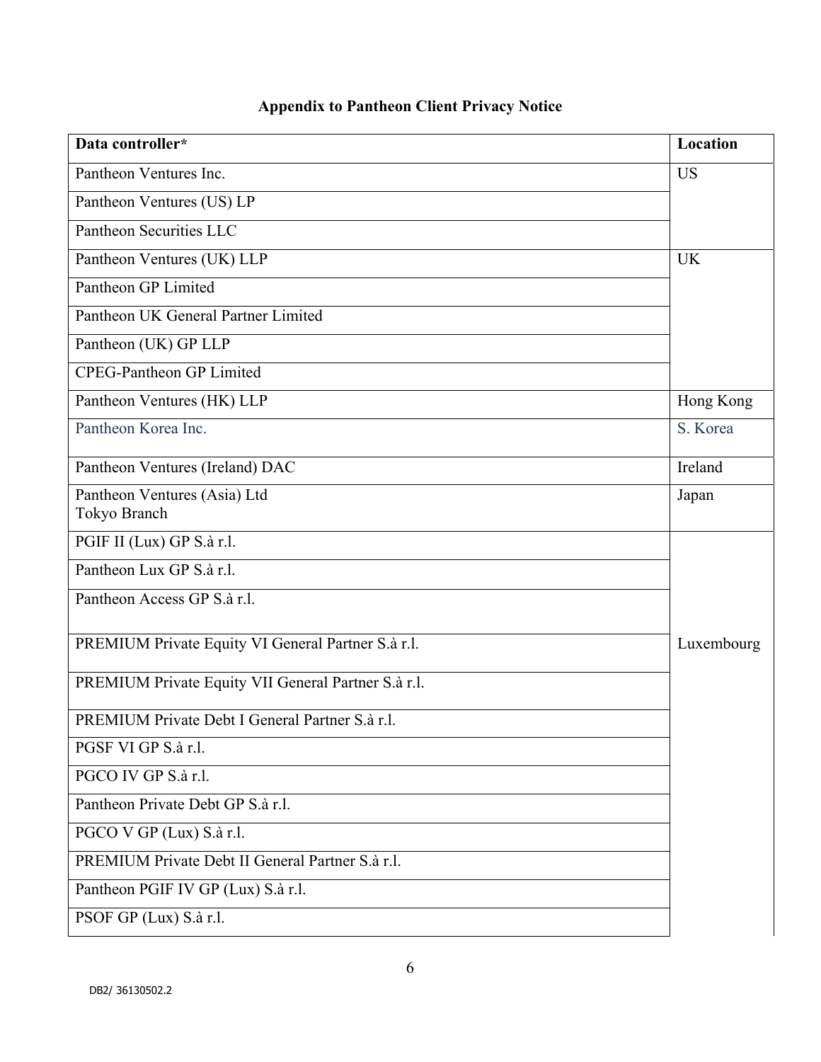**Appendix to Pantheon Client Privacy Notice**

| **Data controller*** | **Location** |
| --- | --- |
| Pantheon Ventures Inc. | US |
| Pantheon Ventures (US) LP | |
| Pantheon Securities LLC | |
| Pantheon Ventures (UK) LLP | UK |
| Pantheon GP Limited | |
| Pantheon UK General Partner Limited | |
| Pantheon (UK) GP LLP | |
| CPEG-Pantheon GP Limited | |
| Pantheon Ventures (HK) LLP | Hong Kong |
| Pantheon Korea Inc. | S. Korea |
| Pantheon Ventures (Ireland) DAC | Ireland |
| Pantheon Ventures (Asia) Ltd<br>Tokyo Branch | Japan |
| PGIF II (Lux) GP S.à r.l. | Luxembourg |
| Pantheon Lux GP S.à r.l. | |
| Pantheon Access GP S.à r.l. | |
| PREMIUM Private Equity VI General Partner S.à r.l. | |
| PREMIUM Private Equity VII General Partner S.à r.l. | |
| PREMIUM Private Debt I General Partner S.à r.l. | |
| PGSF VI GP S.à r.l. | |
| PGCO IV GP S.à r.l. | |
| Pantheon Private Debt GP S.à r.l. | |
| PGCO V GP (Lux) S.à r.l. | |
| PREMIUM Private Debt II General Partner S.à r.l. | |
| Pantheon PGIF IV GP (Lux) S.à r.l. | |
| PSOF GP (Lux) S.à r.l. | |

DB2/ 36130502.2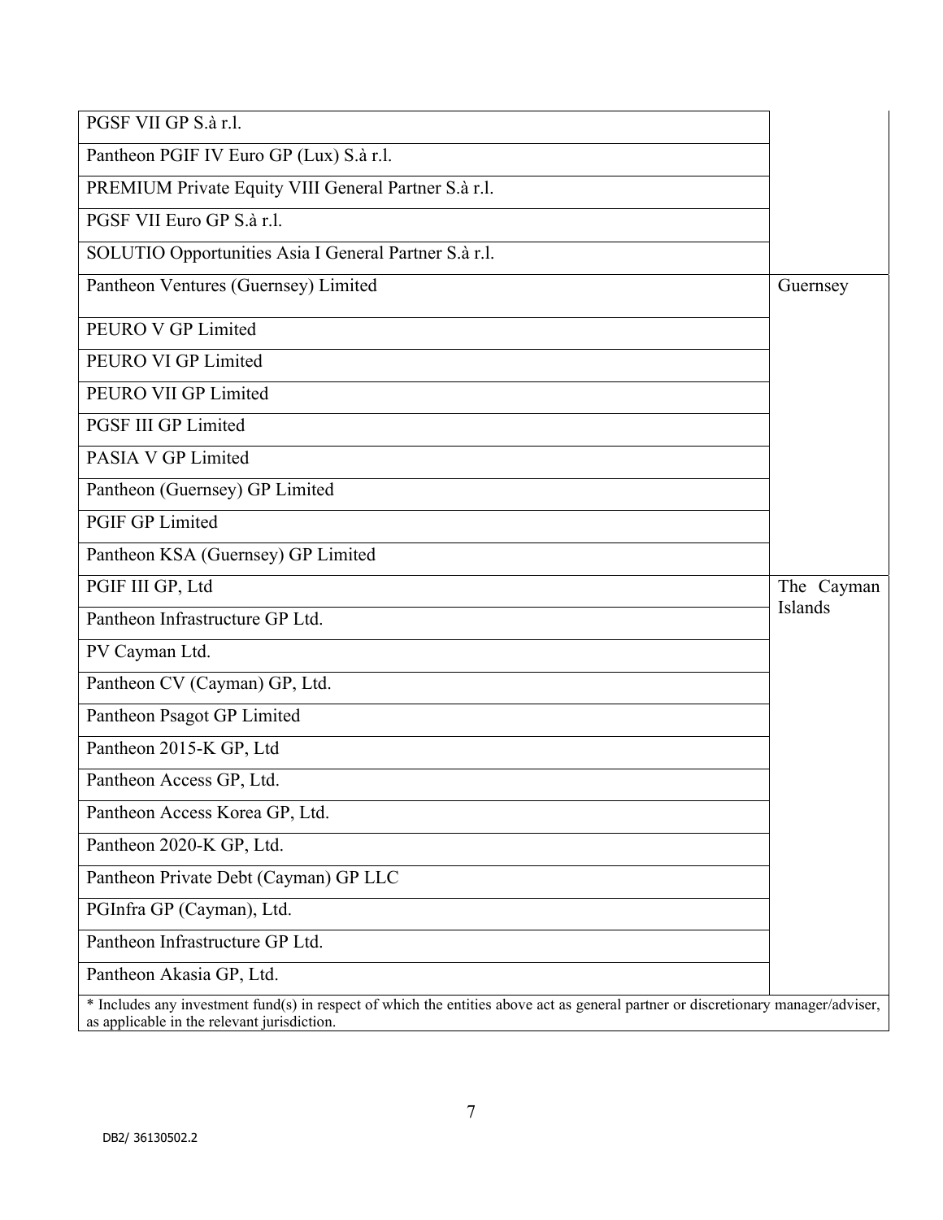| | |
|---|---|
| PGSF VII GP S.à r.l. | |
| Pantheon PGIF IV Euro GP (Lux) S.à r.l. | |
| PREMIUM Private Equity VIII General Partner S.à r.l. | |
| PGSF VII Euro GP S.à r.l. | |
| SOLUTIO Opportunities Asia I General Partner S.à r.l. | |
| Pantheon Ventures (Guernsey) Limited | Guernsey |
| PEURO V GP Limited | |
| PEURO VI GP Limited | |
| PEURO VII GP Limited | |
| PGSF III GP Limited | |
| PASIA V GP Limited | |
| Pantheon (Guernsey) GP Limited | |
| PGIF GP Limited | |
| Pantheon KSA (Guernsey) GP Limited | |
| PGIF III GP, Ltd | The Cayman Islands |
| Pantheon Infrastructure GP Ltd. | |
| PV Cayman Ltd. | |
| Pantheon CV (Cayman) GP, Ltd. | |
| Pantheon Psagot GP Limited | |
| Pantheon 2015-K GP, Ltd | |
| Pantheon Access GP, Ltd. | |
| Pantheon Access Korea GP, Ltd. | |
| Pantheon 2020-K GP, Ltd. | |
| Pantheon Private Debt (Cayman) GP LLC | |
| PGInfra GP (Cayman), Ltd. | |
| Pantheon Infrastructure GP Ltd. | |
| Pantheon Akasia GP, Ltd. | |

* Includes any investment fund(s) in respect of which the entities above act as general partner or discretionary manager/adviser, as applicable in the relevant jurisdiction.

DB2/ 36130502.2